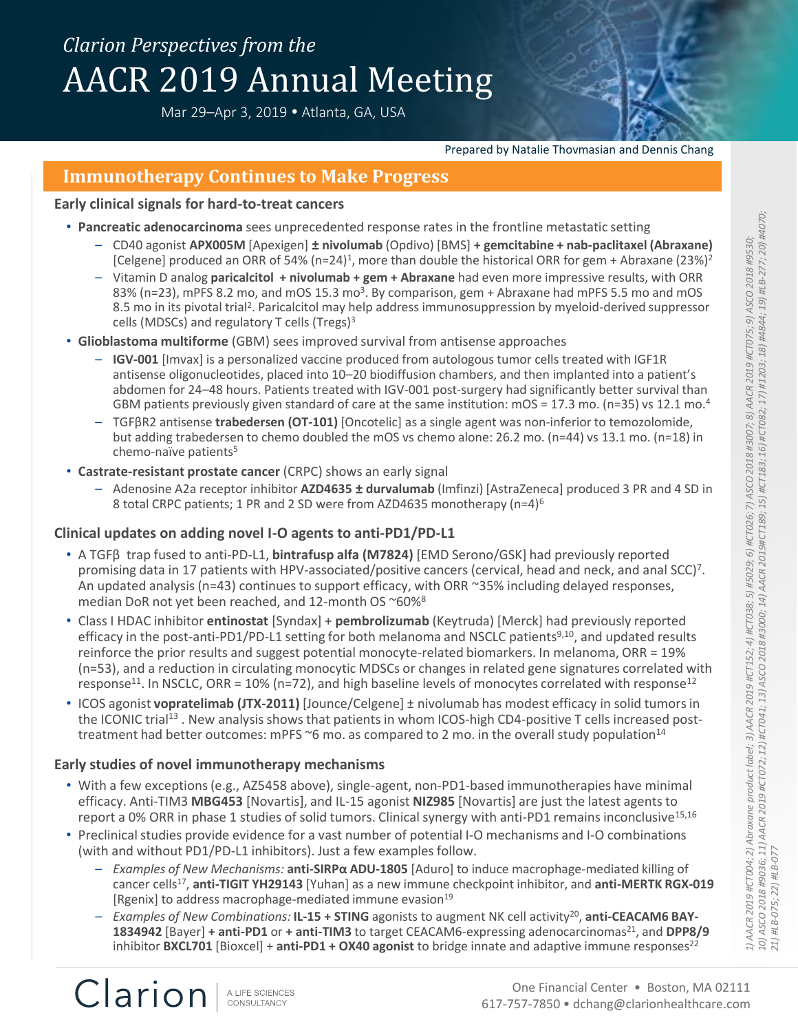*Clarion Perspectives from the*

# AACR 2019 Annual Meeting

Mar 29–Apr 3, 2019 • Atlanta, GA, USA

Prepared by Natalie Thovmasian and Dennis Chang

## Immunotherapy Continues to Make Progress

### Early clinical signals for hard-to-treat cancers

- **Pancreatic adenocarcinoma** sees unprecedented response rates in the frontline metastatic setting
  - CD40 agonist **APX005M** [Apexigen] **± nivolumab** (Opdivo) [BMS] **+ gemcitabine + nab-paclitaxel (Abraxane)** [Celgene] produced an ORR of 54% (n=24)[1], more than double the historical ORR for gem + Abraxane (23%)[2]
  - Vitamin D analog **paricalcitol + nivolumab + gem + Abraxane** had even more impressive results, with ORR 83% (n=23), mPFS 8.2 mo, and mOS 15.3 mo[3]. By comparison, gem + Abraxane had mPFS 5.5 mo and mOS 8.5 mo in its pivotal trial[2]. Paricalcitol may help address immunosuppression by myeloid-derived suppressor cells (MDSCs) and regulatory T cells (Tregs)[3]
- **Glioblastoma multiforme** (GBM) sees improved survival from antisense approaches
  - **IGV-001** [Imvax] is a personalized vaccine produced from autologous tumor cells treated with IGF1R antisense oligonucleotides, placed into 10–20 biodiffusion chambers, and then implanted into a patient's abdomen for 24–48 hours. Patients treated with IGV-001 post-surgery had significantly better survival than GBM patients previously given standard of care at the same institution: mOS = 17.3 mo. (n=35) vs 12.1 mo.[4]
  - TGFβR2 antisense **trabedersen (OT-101)** [Oncotelic] as a single agent was non-inferior to temozolomide, but adding trabedersen to chemo doubled the mOS vs chemo alone: 26.2 mo. (n=44) vs 13.1 mo. (n=18) in chemo-naïve patients[5]
- **Castrate-resistant prostate cancer** (CRPC) shows an early signal
  - Adenosine A2a receptor inhibitor **AZD4635 ± durvalumab** (Imfinzi) [AstraZeneca] produced 3 PR and 4 SD in 8 total CRPC patients; 1 PR and 2 SD were from AZD4635 monotherapy (n=4)[6]

### Clinical updates on adding novel I-O agents to anti-PD1/PD-L1

- A TGFβ trap fused to anti-PD-L1, **bintrafusp alfa (M7824)** [EMD Serono/GSK] had previously reported promising data in 17 patients with HPV-associated/positive cancers (cervical, head and neck, and anal SCC)[7]. An updated analysis (n=43) continues to support efficacy, with ORR ~35% including delayed responses, median DoR not yet been reached, and 12-month OS ~60%[8]
- Class I HDAC inhibitor **entinostat** [Syndax] + **pembrolizumab** (Keytruda) [Merck] had previously reported efficacy in the post-anti-PD1/PD-L1 setting for both melanoma and NSCLC patients[9,10], and updated results reinforce the prior results and suggest potential monocyte-related biomarkers. In melanoma, ORR = 19% (n=53), and a reduction in circulating monocytic MDSCs or changes in related gene signatures correlated with response[11]. In NSCLC, ORR = 10% (n=72), and high baseline levels of monocytes correlated with response[12]
- ICOS agonist **vopratelimab (JTX-2011)** [Jounce/Celgene] ± nivolumab has modest efficacy in solid tumors in the ICONIC trial[13]. New analysis shows that patients in whom ICOS-high CD4-positive T cells increased post-treatment had better outcomes: mPFS ~6 mo. as compared to 2 mo. in the overall study population[14]

### Early studies of novel immunotherapy mechanisms

- With a few exceptions (e.g., AZ5458 above), single-agent, non-PD1-based immunotherapies have minimal efficacy. Anti-TIM3 **MBG453** [Novartis], and IL-15 agonist **NIZ985** [Novartis] are just the latest agents to report a 0% ORR in phase 1 studies of solid tumors. Clinical synergy with anti-PD1 remains inconclusive[15,16]
- Preclinical studies provide evidence for a vast number of potential I-O mechanisms and I-O combinations (with and without PD1/PD-L1 inhibitors). Just a few examples follow.
  - *Examples of New Mechanisms:* **anti-SIRPα ADU-1805** [Aduro] to induce macrophage-mediated killing of cancer cells[17], **anti-TIGIT YH29143** [Yuhan] as a new immune checkpoint inhibitor, and **anti-MERTK RGX-019** [Rgenix] to address macrophage-mediated immune evasion[19]
  - *Examples of New Combinations:* **IL-15 + STING** agonists to augment NK cell activity[20], **anti-CEACAM6 BAY-1834942** [Bayer] **+ anti-PD1** or **+ anti-TIM3** to target CEACAM6-expressing adenocarcinomas[21], and **DPP8/9** inhibitor **BXCL701** [Bioxcel] + **anti-PD1 + OX40 agonist** to bridge innate and adaptive immune responses[22]

*1) AACR 2019 #CT004; 2) Abraxane product label; 3) AACR 2019 #CT152; 4) #CT038; 5) #5029; 6) #CT026; 7) ASCO 2018 #3007; 8) AACR 2019 #CT075; 9) ASCO 2018 #9530; 10) ASCO 2018 #9036; 11) AACR 2019 #CT072; 12) #CT041; 13) ASCO 2018 #3000; 14) AACR 2019#CT189; 15) #CT183; 16) #CT082; 17) #1203; 18) #4844; 19) #LB-277; 20) #4070; 21) #LB-075; 22) #LB-077*

Clarion | A LIFE SCIENCES CONSULTANCY

One Financial Center • Boston, MA 02111
617-757-7850 • dchang@clarionhealthcare.com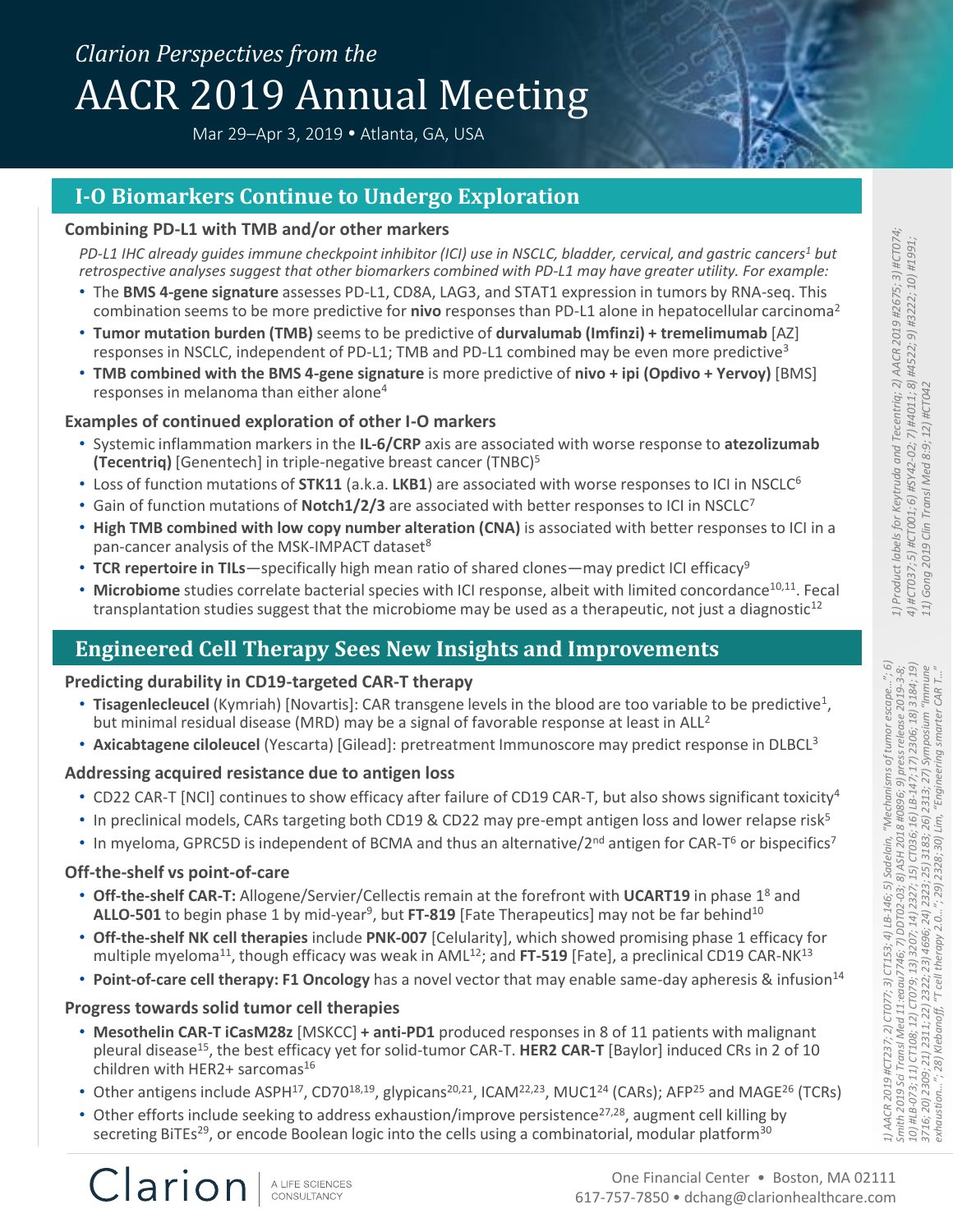*Clarion Perspectives from the*

# AACR 2019 Annual Meeting

Mar 29–Apr 3, 2019 • Atlanta, GA, USA

## I-O Biomarkers Continue to Undergo Exploration

### Combining PD-L1 with TMB and/or other markers

*PD-L1 IHC already guides immune checkpoint inhibitor (ICI) use in NSCLC, bladder, cervical, and gastric cancers[1] but retrospective analyses suggest that other biomarkers combined with PD-L1 may have greater utility. For example:*

- The **BMS 4-gene signature** assesses PD-L1, CD8A, LAG3, and STAT1 expression in tumors by RNA-seq. This combination seems to be more predictive for **nivo** responses than PD-L1 alone in hepatocellular carcinoma[2]
- **Tumor mutation burden (TMB)** seems to be predictive of **durvalumab (Imfinzi) + tremelimumab** [AZ] responses in NSCLC, independent of PD-L1; TMB and PD-L1 combined may be even more predictive[3]
- **TMB combined with the BMS 4-gene signature** is more predictive of **nivo + ipi (Opdivo + Yervoy)** [BMS] responses in melanoma than either alone[4]

### Examples of continued exploration of other I-O markers

- Systemic inflammation markers in the **IL-6/CRP** axis are associated with worse response to **atezolizumab (Tecentriq)** [Genentech] in triple-negative breast cancer (TNBC)[5]
- Loss of function mutations of **STK11** (a.k.a. **LKB1**) are associated with worse responses to ICI in NSCLC[6]
- Gain of function mutations of **Notch1/2/3** are associated with better responses to ICI in NSCLC[7]
- **High TMB combined with low copy number alteration (CNA)** is associated with better responses to ICI in a pan-cancer analysis of the MSK-IMPACT dataset[8]
- **TCR repertoire in TILs**—specifically high mean ratio of shared clones—may predict ICI efficacy[9]
- **Microbiome** studies correlate bacterial species with ICI response, albeit with limited concordance[10,11]. Fecal transplantation studies suggest that the microbiome may be used as a therapeutic, not just a diagnostic[12]

*1) Product labels for Keytruda and Tecentriq; 2) AACR 2019 #2675; 3) #CT074; 4) #CT037; 5) #CT001; 6) #SY42-02; 7) #4011; 8) #4522; 9) #3222; 10) #1991; 11) Gong 2019 Clin Transl Med 8:9; 12) #CT042*

## Engineered Cell Therapy Sees New Insights and Improvements

### Predicting durability in CD19-targeted CAR-T therapy

- **Tisagenlecleucel** (Kymriah) [Novartis]: CAR transgene levels in the blood are too variable to be predictive[1], but minimal residual disease (MRD) may be a signal of favorable response at least in ALL[2]
- **Axicabtagene ciloleucel** (Yescarta) [Gilead]: pretreatment Immunoscore may predict response in DLBCL[3]

### Addressing acquired resistance due to antigen loss

- CD22 CAR-T [NCI] continues to show efficacy after failure of CD19 CAR-T, but also shows significant toxicity[4]
- In preclinical models, CARs targeting both CD19 & CD22 may pre-empt antigen loss and lower relapse risk[5]
- In myeloma, GPRC5D is independent of BCMA and thus an alternative/2nd antigen for CAR-T[6] or bispecifics[7]

### Off-the-shelf vs point-of-care

- **Off-the-shelf CAR-T:** Allogene/Servier/Cellectis remain at the forefront with **UCART19** in phase 1[8] and **ALLO-501** to begin phase 1 by mid-year[9], but **FT-819** [Fate Therapeutics] may not be far behind[10]
- **Off-the-shelf NK cell therapies** include **PNK-007** [Celularity], which showed promising phase 1 efficacy for multiple myeloma[11], though efficacy was weak in AML[12]; and **FT-519** [Fate], a preclinical CD19 CAR-NK[13]
- **Point-of-care cell therapy: F1 Oncology** has a novel vector that may enable same-day apheresis & infusion[14]

### Progress towards solid tumor cell therapies

- **Mesothelin CAR-T iCasM28z** [MSKCC] **+ anti-PD1** produced responses in 8 of 11 patients with malignant pleural disease[15], the best efficacy yet for solid-tumor CAR-T. **HER2 CAR-T** [Baylor] induced CRs in 2 of 10 children with HER2+ sarcomas[16]
- Other antigens include ASPH[17], CD70[18,19], glypicans[20,21], ICAM[22,23], MUC1[24] (CARs); AFP[25] and MAGE[26] (TCRs)
- Other efforts include seeking to address exhaustion/improve persistence[27,28], augment cell killing by secreting BiTEs[29], or encode Boolean logic into the cells using a combinatorial, modular platform[30]

*1) AACR 2019 #CT237; 2) CT077; 3) CT153; 4) LB-146; 5) Sadelain, "Mechanisms of tumor escape..."; 6) Smith 2019 Sci Transl Med 11:eaau7746; 7) DDT02-03; 8) ASH 2018 #0896; 9) press release 2019-3-8; 10) #LB-073; 11) CT108; 12) CT079; 13) 3207; 14) 2327; 15) CT036; 16) LB-147; 17) 2306; 18) 3184; 19) 3716; 20) 2309; 21) 2311; 22) 2322; 23) 4696; 24) 2323; 25) 3183; 26) 2313; 27) Symposium "Immune exhaustion..."; 28) Klebanoff, "T cell therapy 2.0..."; 29) 2328; 30) Lim, "Engineering smarter CAR T..."*

Clarion | A LIFE SCIENCES CONSULTANCY

One Financial Center • Boston, MA 02111
617-757-7850 • dchang@clarionhealthcare.com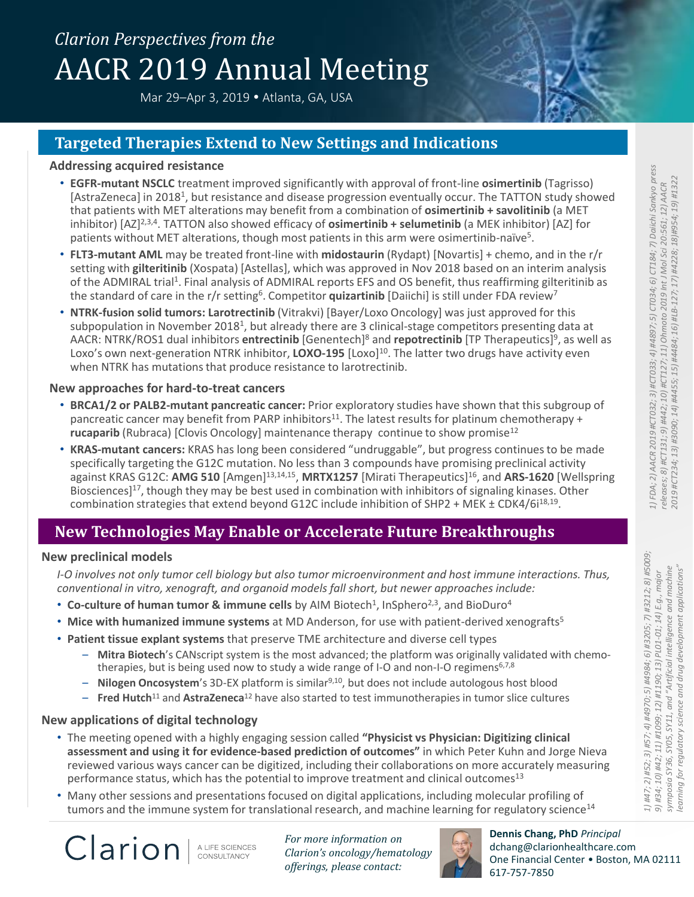*Clarion Perspectives from the*

# AACR 2019 Annual Meeting

Mar 29–Apr 3, 2019 • Atlanta, GA, USA

## Targeted Therapies Extend to New Settings and Indications

### Addressing acquired resistance

- **EGFR-mutant NSCLC** treatment improved significantly with approval of front-line **osimertinib** (Tagrisso) [AstraZeneca] in 2018[1], but resistance and disease progression eventually occur. The TATTON study showed that patients with MET alterations may benefit from a combination of **osimertinib + savolitinib** (a MET inhibitor) [AZ][2,3,4]. TATTON also showed efficacy of **osimertinib + selumetinib** (a MEK inhibitor) [AZ] for patients without MET alterations, though most patients in this arm were osimertinib-naïve[5].
- **FLT3-mutant AML** may be treated front-line with **midostaurin** (Rydapt) [Novartis] + chemo, and in the r/r setting with **gilteritinib** (Xospata) [Astellas], which was approved in Nov 2018 based on an interim analysis of the ADMIRAL trial[1]. Final analysis of ADMIRAL reports EFS and OS benefit, thus reaffirming gilteritinib as the standard of care in the r/r setting[6]. Competitor **quizartinib** [Daiichi] is still under FDA review[7]
- **NTRK-fusion solid tumors: Larotrectinib** (Vitrakvi) [Bayer/Loxo Oncology] was just approved for this subpopulation in November 2018[1], but already there are 3 clinical-stage competitors presenting data at AACR: NTRK/ROS1 dual inhibitors **entrectinib** [Genentech][8] and **repotrectinib** [TP Therapeutics][9], as well as Loxo's own next-generation NTRK inhibitor, **LOXO-195** [Loxo][10]. The latter two drugs have activity even when NTRK has mutations that produce resistance to larotrectinib.

### New approaches for hard-to-treat cancers

- **BRCA1/2 or PALB2-mutant pancreatic cancer:** Prior exploratory studies have shown that this subgroup of pancreatic cancer may benefit from PARP inhibitors[11]. The latest results for platinum chemotherapy + **rucaparib** (Rubraca) [Clovis Oncology] maintenance therapy continue to show promise[12]
- **KRAS-mutant cancers:** KRAS has long been considered "undruggable", but progress continues to be made specifically targeting the G12C mutation. No less than 3 compounds have promising preclinical activity against KRAS G12C: **AMG 510** [Amgen][13,14,15], **MRTX1257** [Mirati Therapeutics][16], and **ARS-1620** [Wellspring Biosciences][17], though they may be best used in combination with inhibitors of signaling kinases. Other combination strategies that extend beyond G12C include inhibition of SHP2 + MEK ± CDK4/6i[18,19].

*1) FDA; 2) AACR 2019 #CT032; 3) #CT033; 4) #4897; 5) CT034; 6) CT184; 7) Daiichi Sankyo press releases; 8) #CT131; 9) #442; 10) #CT127; 11) Ohmoto 2019 Int J Mol Sci 20:561; 12) AACR 2019 #CT234; 13) #3090; 14) #4455; 15) #4484; 16) #LB-127; 17) #4228; 18) #954; 19) #1322*

## New Technologies May Enable or Accelerate Future Breakthroughs

### New preclinical models

*I-O involves not only tumor cell biology but also tumor microenvironment and host immune interactions. Thus, conventional in vitro, xenograft, and organoid models fall short, but newer approaches include:*

- **Co-culture of human tumor & immune cells** by AIM Biotech[1], InSphero[2,3], and BioDuro[4]
- **Mice with humanized immune systems** at MD Anderson, for use with patient-derived xenografts[5]
- **Patient tissue explant systems** that preserve TME architecture and diverse cell types
  - **Mitra Biotech**'s CANscript system is the most advanced; the platform was originally validated with chemotherapies, but is being used now to study a wide range of I-O and non-I-O regimens[6,7,8]
  - **Nilogen Oncosystem**'s 3D-EX platform is similar[9,10], but does not include autologous host blood
  - **Fred Hutch**[11] and **AstraZeneca**[12] have also started to test immunotherapies in tumor slice cultures

### New applications of digital technology

- The meeting opened with a highly engaging session called **"Physicist vs Physician: Digitizing clinical assessment and using it for evidence-based prediction of outcomes"** in which Peter Kuhn and Jorge Nieva reviewed various ways cancer can be digitized, including their collaborations on more accurately measuring performance status, which has the potential to improve treatment and clinical outcomes[13]
- Many other sessions and presentations focused on digital applications, including molecular profiling of tumors and the immune system for translational research, and machine learning for regulatory science[14]

*1) #47; 2) #52; 3) #57; 4) #4970; 5) #4984; 6) #3205; 7) #3212; 8) #5009; 9) #34; 10) #42; 11) #1099; 12) #1190; 13) PL01-01; 14) E.g., major symposia SY36, SY05, SY11, and "Artificial intelligence and machine learning for regulatory science and drug development applications"*

Clarion | A LIFE SCIENCES CONSULTANCY

*For more information on Clarion's oncology/hematology offerings, please contact:*

**Dennis Chang, PhD** *Principal*
dchang@clarionhealthcare.com
One Financial Center • Boston, MA 02111
617-757-7850